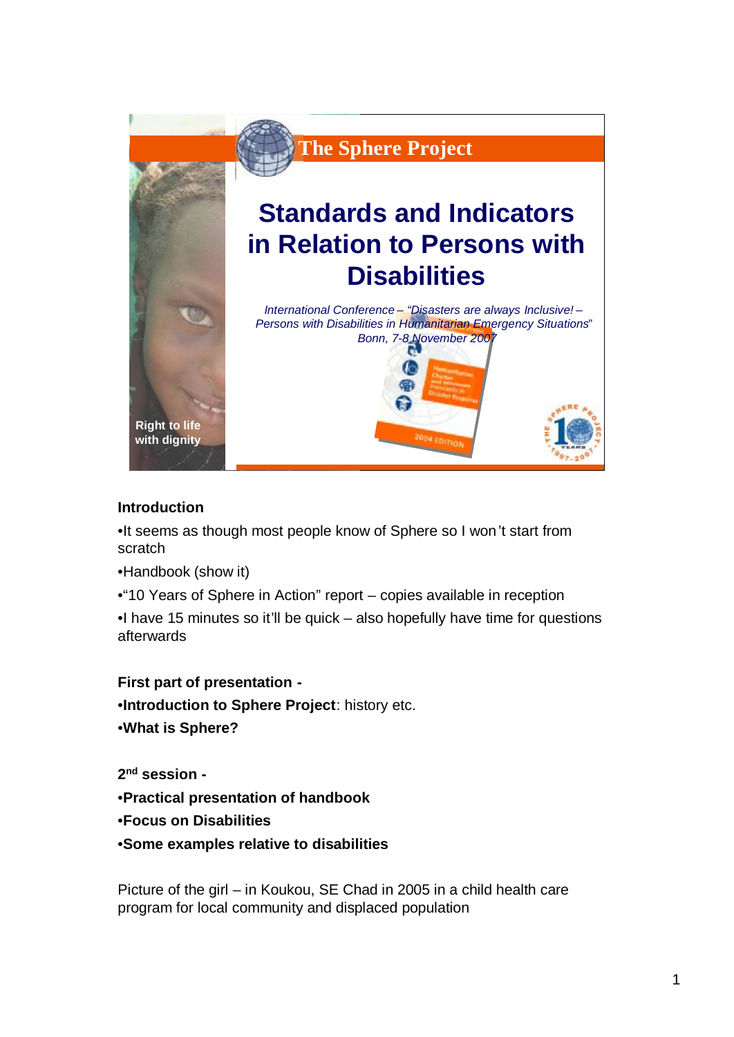The Sphere Project

# Standards and Indicators in Relation to Persons with Disabilities

*International Conference – "Disasters are always Inclusive! – Persons with Disabilities in Humanitarian Emergency Situations" Bonn, 7-8 November 2007*

Right to life with dignity

**Introduction**

- It seems as though most people know of Sphere so I won't start from scratch
- Handbook (show it)
- "10 Years of Sphere in Action" report – copies available in reception
- I have 15 minutes so it'll be quick – also hopefully have time for questions afterwards

**First part of presentation -**

- **Introduction to Sphere Project**: history etc.
- **What is Sphere?**

**2nd session -**

- **Practical presentation of handbook**
- **Focus on Disabilities**
- **Some examples relative to disabilities**

Picture of the girl – in Koukou, SE Chad in 2005 in a child health care program for local community and displaced population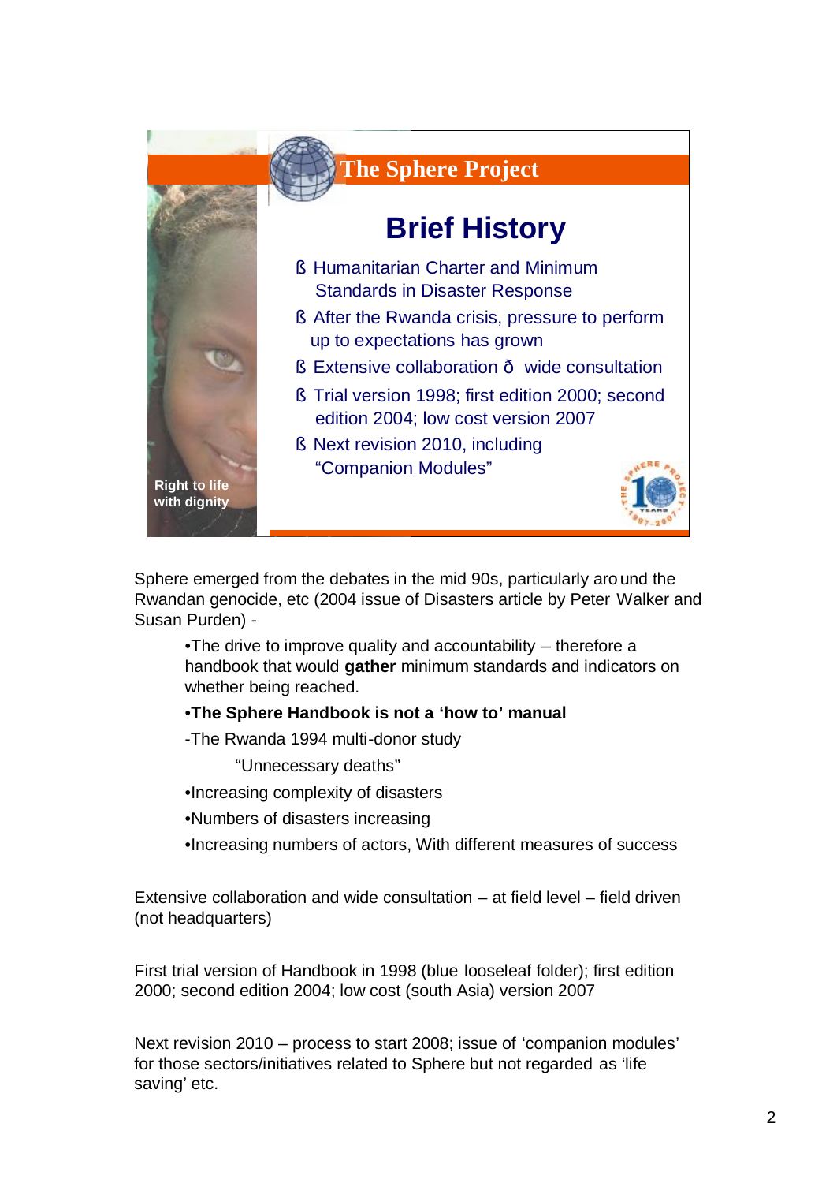The Sphere Project

## Brief History

- Humanitarian Charter and Minimum Standards in Disaster Response
- After the Rwanda crisis, pressure to perform up to expectations has grown
- Extensive collaboration – wide consultation
- Trial version 1998; first edition 2000; second edition 2004; low cost version 2007
- Next revision 2010, including "Companion Modules"

Right to life with dignity

Sphere emerged from the debates in the mid 90s, particularly around the Rwandan genocide, etc (2004 issue of Disasters article by Peter Walker and Susan Purden) -

- The drive to improve quality and accountability – therefore a handbook that would **gather** minimum standards and indicators on whether being reached.
- **The Sphere Handbook is not a 'how to' manual**

-The Rwanda 1994 multi-donor study

"Unnecessary deaths"

- Increasing complexity of disasters
- Numbers of disasters increasing
- Increasing numbers of actors, With different measures of success

Extensive collaboration and wide consultation – at field level – field driven (not headquarters)

First trial version of Handbook in 1998 (blue looseleaf folder); first edition 2000; second edition 2004; low cost (south Asia) version 2007

Next revision 2010 – process to start 2008; issue of 'companion modules' for those sectors/initiatives related to Sphere but not regarded as 'life saving' etc.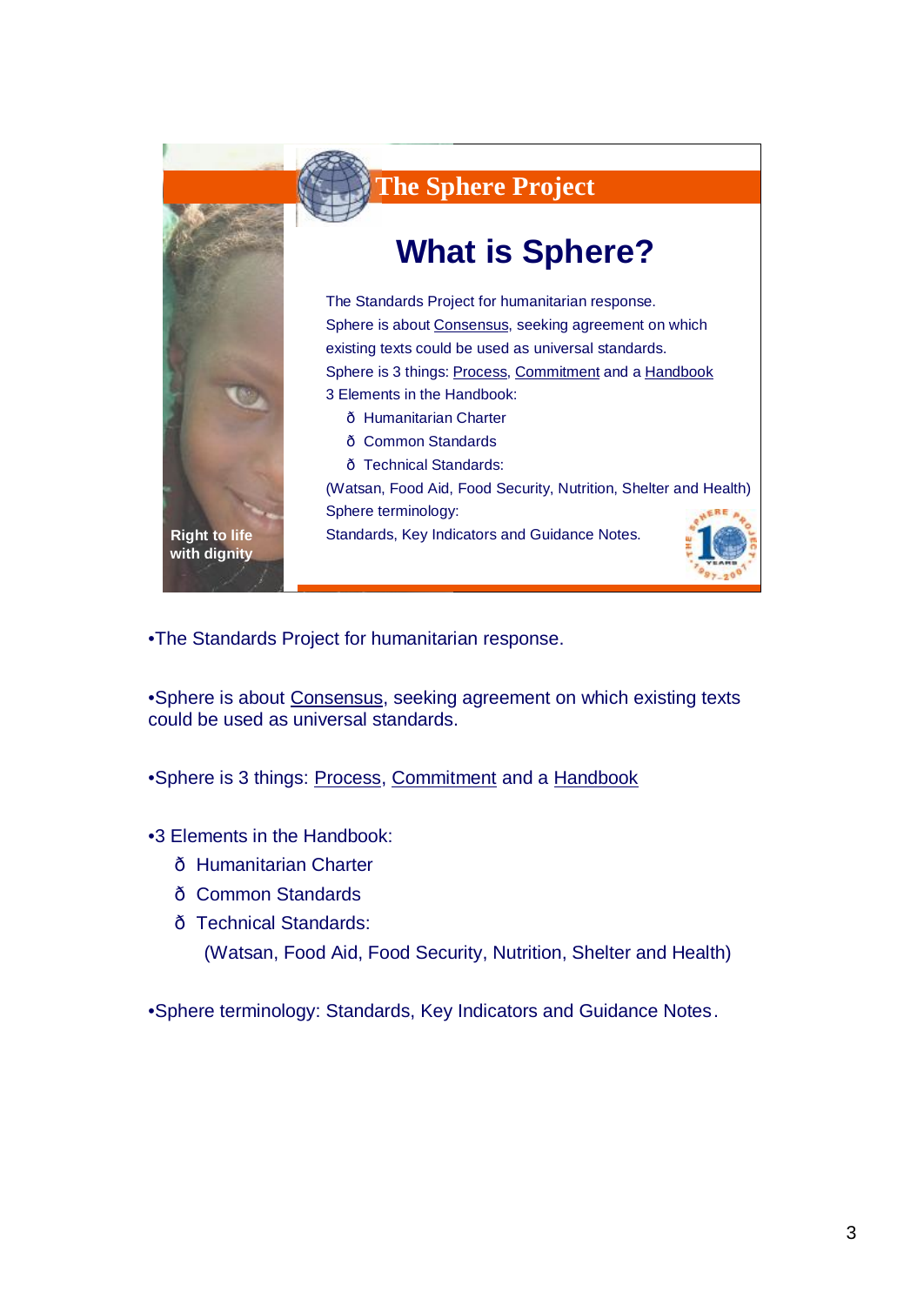## The Sphere Project

# What is Sphere?

The Standards Project for humanitarian response.
Sphere is about Consensus, seeking agreement on which existing texts could be used as universal standards.
Sphere is 3 things: Process, Commitment and a Handbook
3 Elements in the Handbook:

- ð Humanitarian Charter
- ð Common Standards
- ð Technical Standards:

(Watsan, Food Aid, Food Security, Nutrition, Shelter and Health)
Sphere terminology:
Standards, Key Indicators and Guidance Notes.

Right to life with dignity

- The Standards Project for humanitarian response.
- Sphere is about Consensus, seeking agreement on which existing texts could be used as universal standards.
- Sphere is 3 things: Process, Commitment and a Handbook
- 3 Elements in the Handbook:
  - ð Humanitarian Charter
  - ð Common Standards
  - ð Technical Standards:

    (Watsan, Food Aid, Food Security, Nutrition, Shelter and Health)
- Sphere terminology: Standards, Key Indicators and Guidance Notes.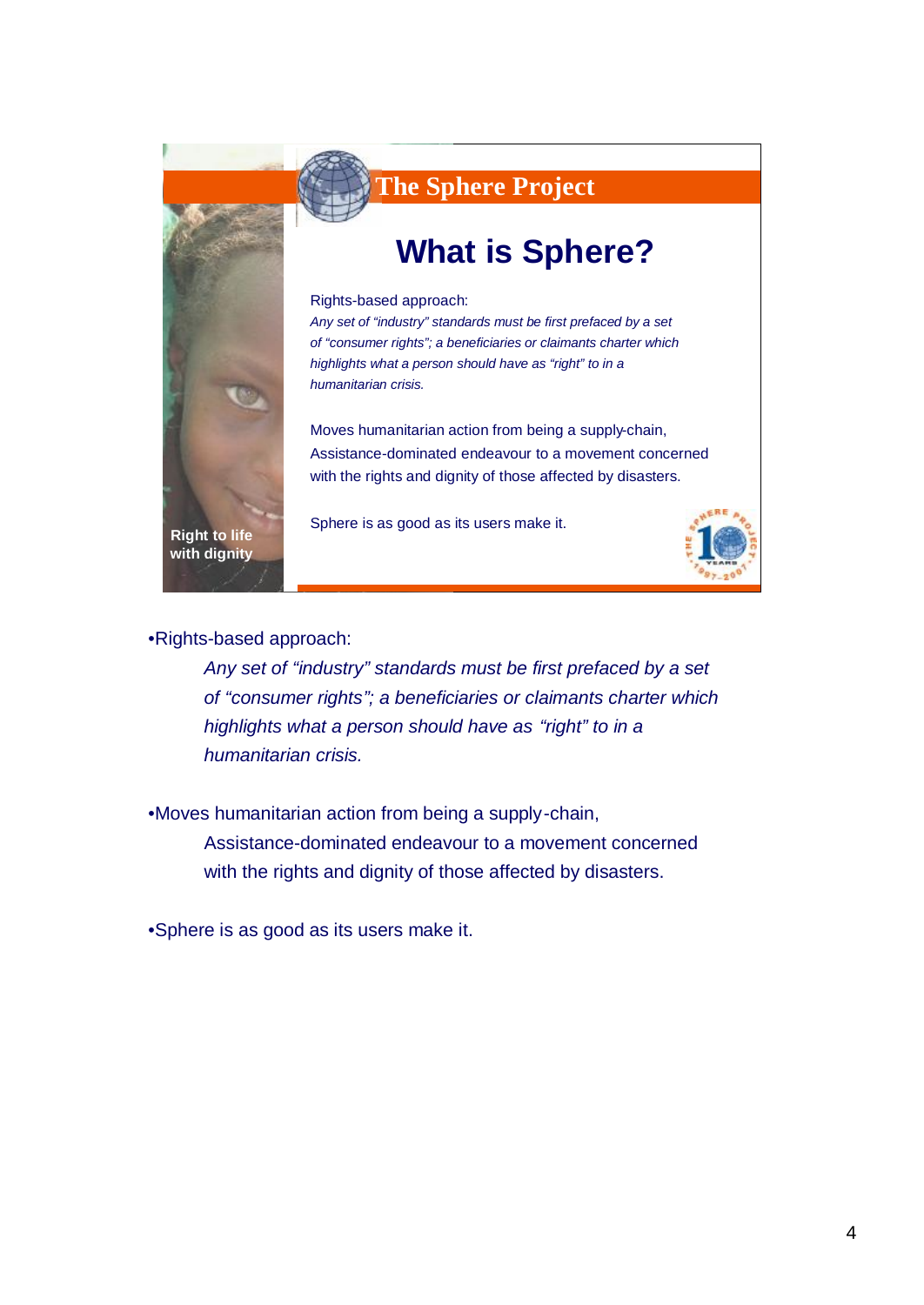## The Sphere Project

# What is Sphere?

Rights-based approach:

*Any set of "industry" standards must be first prefaced by a set of "consumer rights"; a beneficiaries or claimants charter which highlights what a person should have as "right" to in a humanitarian crisis.*

Moves humanitarian action from being a supply-chain, Assistance-dominated endeavour to a movement concerned with the rights and dignity of those affected by disasters.

Sphere is as good as its users make it.

Right to life with dignity

- Rights-based approach:

  *Any set of "industry" standards must be first prefaced by a set of "consumer rights"; a beneficiaries or claimants charter which highlights what a person should have as "right" to in a humanitarian crisis.*

- Moves humanitarian action from being a supply-chain, Assistance-dominated endeavour to a movement concerned with the rights and dignity of those affected by disasters.

- Sphere is as good as its users make it.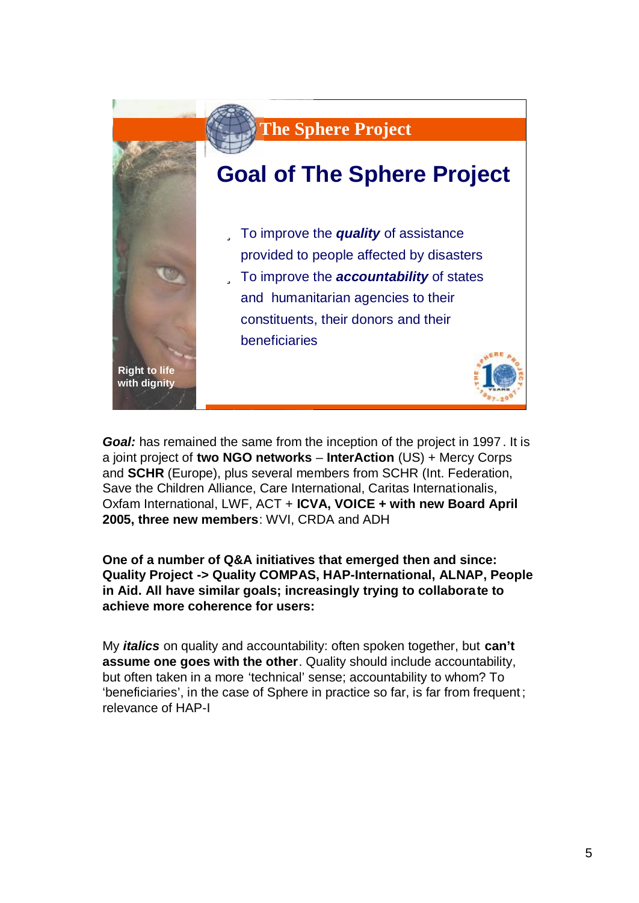The Sphere Project

# Goal of The Sphere Project

- To improve the ***quality*** of assistance provided to people affected by disasters
- To improve the ***accountability*** of states and humanitarian agencies to their constituents, their donors and their beneficiaries

Right to life with dignity

***Goal:*** has remained the same from the inception of the project in 1997. It is a joint project of **two NGO networks** – **InterAction** (US) + Mercy Corps and **SCHR** (Europe), plus several members from SCHR (Int. Federation, Save the Children Alliance, Care International, Caritas Internationalis, Oxfam International, LWF, ACT + **ICVA, VOICE + with new Board April 2005, three new members**: WVI, CRDA and ADH

**One of a number of Q&A initiatives that emerged then and since: Quality Project -> Quality COMPAS, HAP-International, ALNAP, People in Aid. All have similar goals; increasingly trying to collaborate to achieve more coherence for users:**

My ***italics*** on quality and accountability: often spoken together, but **can't assume one goes with the other**. Quality should include accountability, but often taken in a more 'technical' sense; accountability to whom? To 'beneficiaries', in the case of Sphere in practice so far, is far from frequent; relevance of HAP-I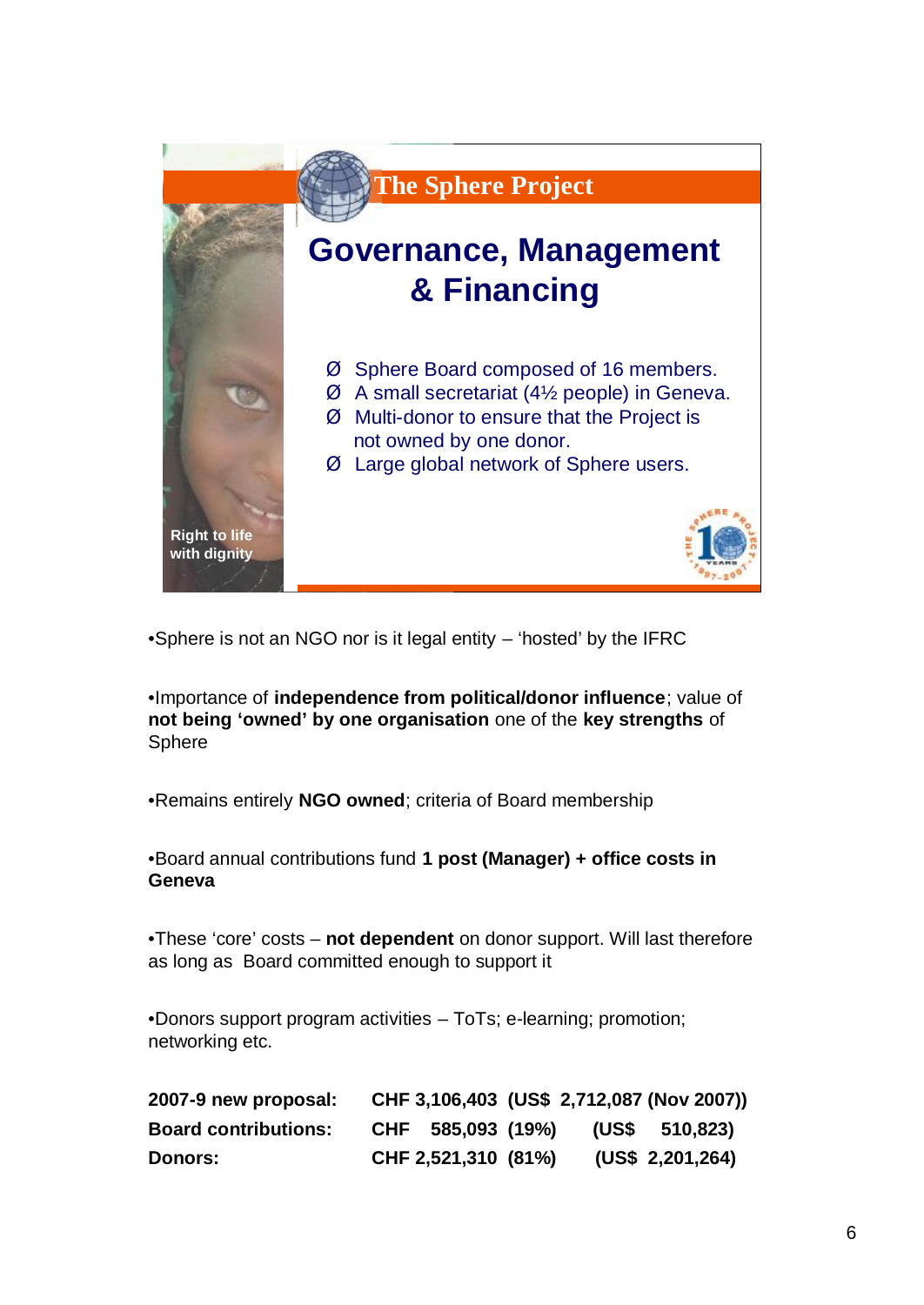## The Sphere Project

# Governance, Management & Financing

- Sphere Board composed of 16 members.
- A small secretariat (4½ people) in Geneva.
- Multi-donor to ensure that the Project is not owned by one donor.
- Large global network of Sphere users.

Right to life with dignity

- Sphere is not an NGO nor is it legal entity – 'hosted' by the IFRC

- Importance of **independence from political/donor influence**; value of **not being 'owned' by one organisation** one of the **key strengths** of Sphere

- Remains entirely **NGO owned**; criteria of Board membership

- Board annual contributions fund **1 post (Manager) + office costs in Geneva**

- These 'core' costs – **not dependent** on donor support. Will last therefore as long as Board committed enough to support it

- Donors support program activities – ToTs; e-learning; promotion; networking etc.

| | | | |
|---|---|---|---|
| **2007-9 new proposal:** | **CHF 3,106,403** | | **(US$ 2,712,087 (Nov 2007))** |
| **Board contributions:** | **CHF 585,093** | **(19%)** | **(US$ 510,823)** |
| **Donors:** | **CHF 2,521,310** | **(81%)** | **(US$ 2,201,264)** |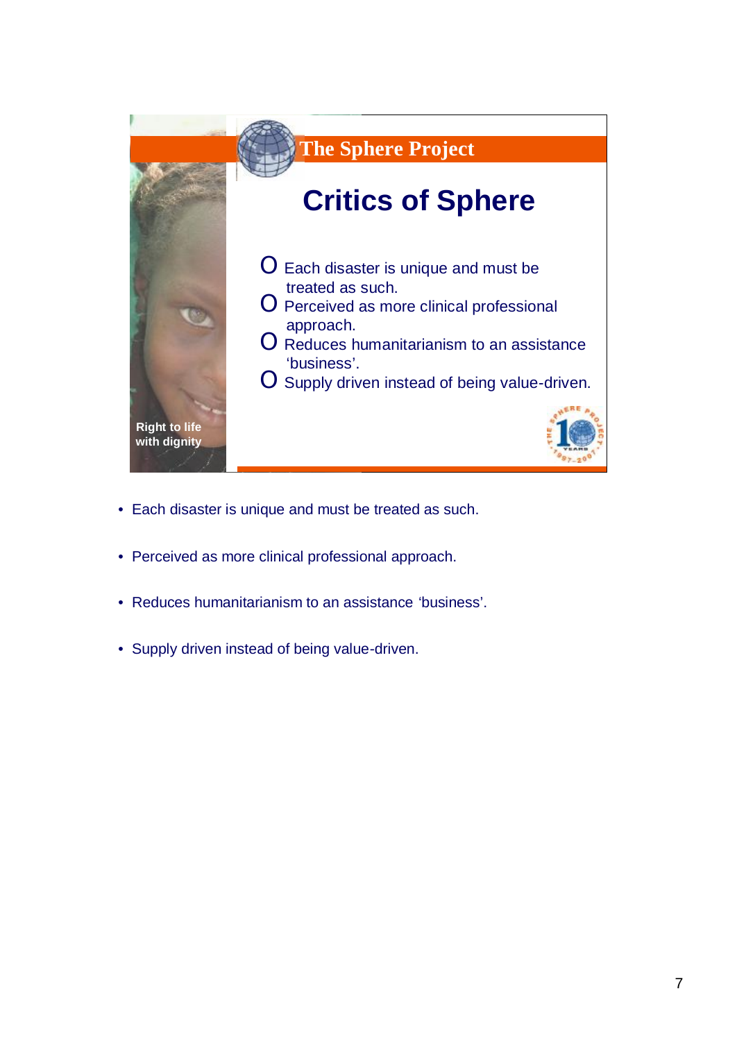## The Sphere Project

# Critics of Sphere

- Each disaster is unique and must be treated as such.
- Perceived as more clinical professional approach.
- Reduces humanitarianism to an assistance 'business'.
- Supply driven instead of being value-driven.

Right to life with dignity

---

- Each disaster is unique and must be treated as such.
- Perceived as more clinical professional approach.
- Reduces humanitarianism to an assistance 'business'.
- Supply driven instead of being value-driven.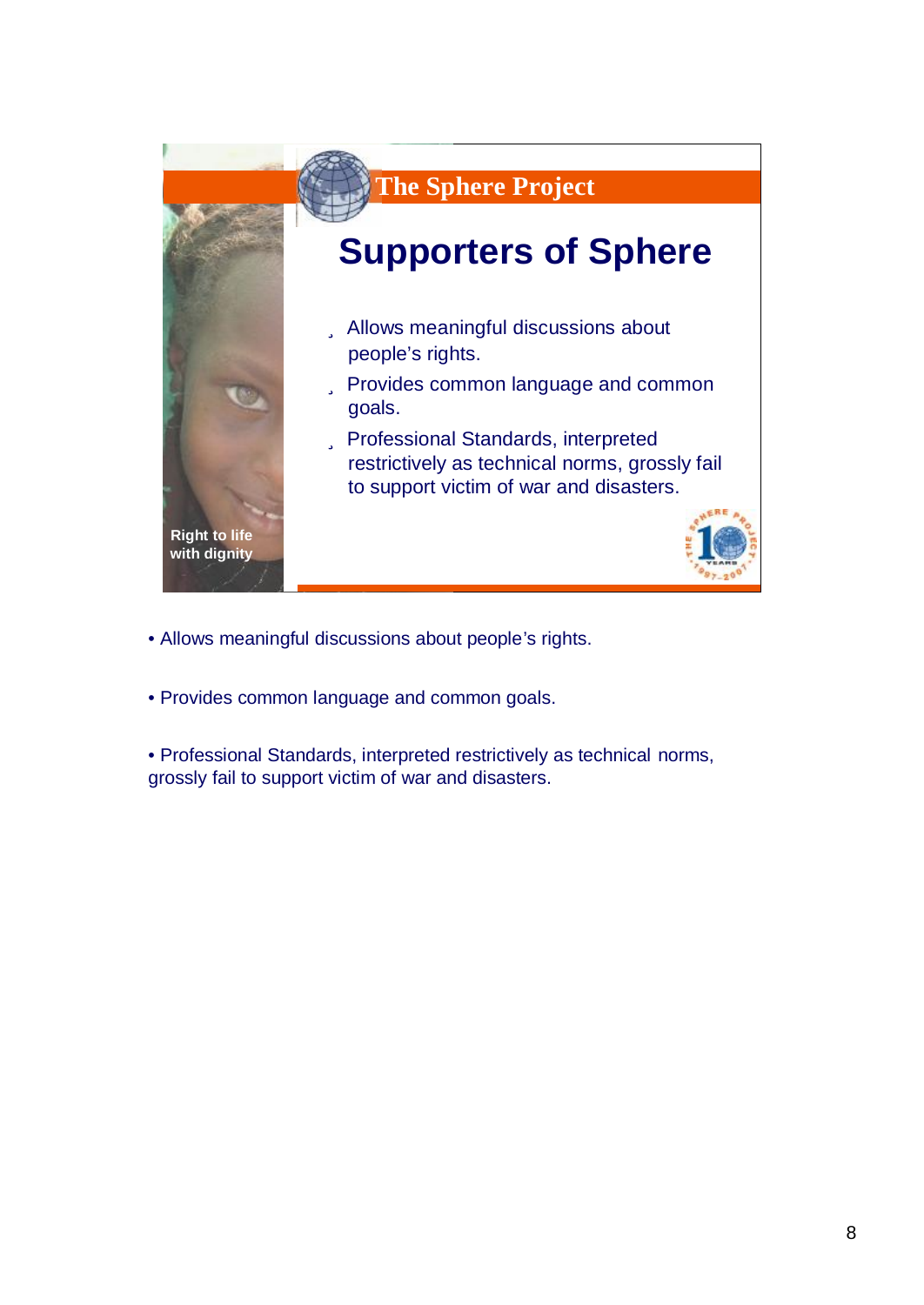## The Sphere Project

# Supporters of Sphere

- Allows meaningful discussions about people's rights.
- Provides common language and common goals.
- Professional Standards, interpreted restrictively as technical norms, grossly fail to support victim of war and disasters.

Right to life with dignity

- Allows meaningful discussions about people's rights.
- Provides common language and common goals.
- Professional Standards, interpreted restrictively as technical norms, grossly fail to support victim of war and disasters.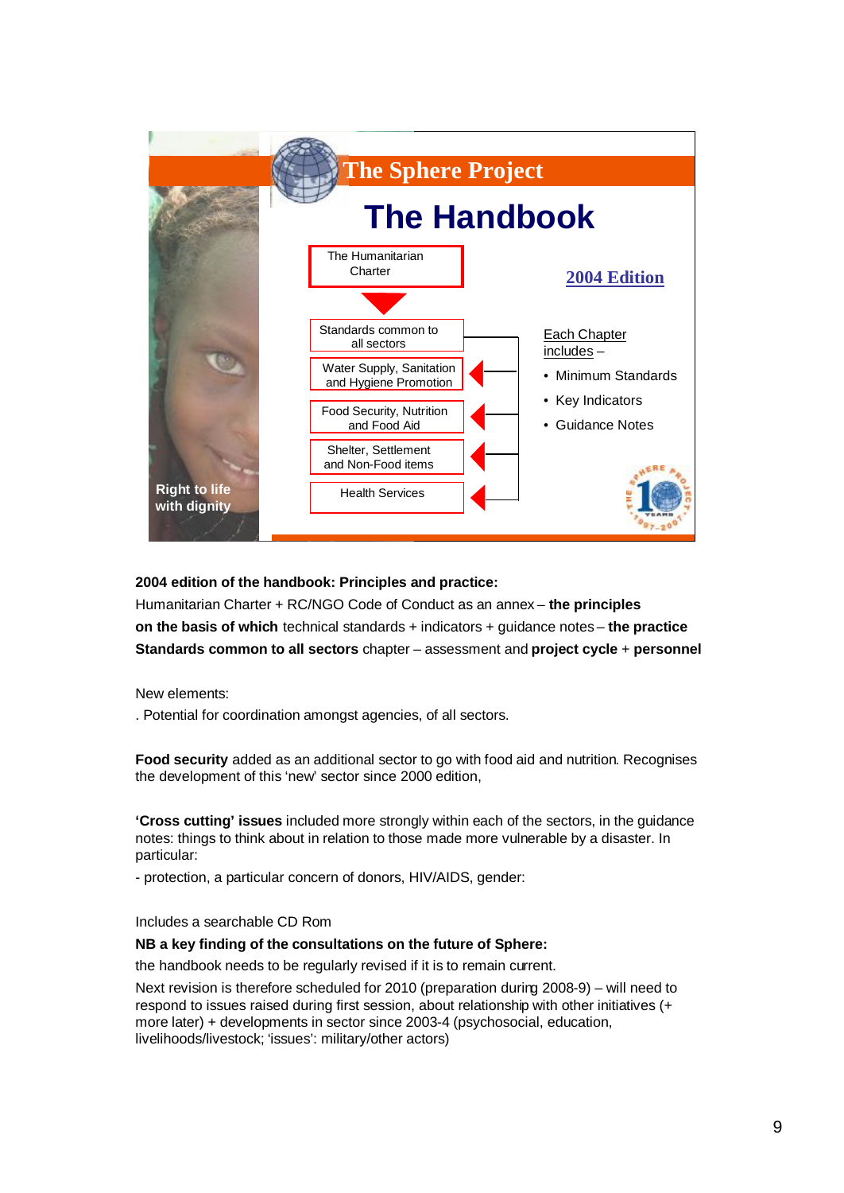## The Sphere Project

# The Handbook

The Humanitarian Charter

Standards common to all sectors

Water Supply, Sanitation and Hygiene Promotion

Food Security, Nutrition and Food Aid

Shelter, Settlement and Non-Food items

Health Services

**2004 Edition**

Each Chapter includes –

- Minimum Standards
- Key Indicators
- Guidance Notes

Right to life with dignity

**2004 edition of the handbook: Principles and practice:**

Humanitarian Charter + RC/NGO Code of Conduct as an annex – **the principles**

**on the basis of which** technical standards + indicators + guidance notes – **the practice**

**Standards common to all sectors** chapter – assessment and **project cycle** + **personnel**

New elements:

. Potential for coordination amongst agencies, of all sectors.

**Food security** added as an additional sector to go with food aid and nutrition. Recognises the development of this 'new' sector since 2000 edition,

**'Cross cutting' issues** included more strongly within each of the sectors, in the guidance notes: things to think about in relation to those made more vulnerable by a disaster. In particular:

- protection, a particular concern of donors, HIV/AIDS, gender:

Includes a searchable CD Rom

**NB a key finding of the consultations on the future of Sphere:**

the handbook needs to be regularly revised if it is to remain current.

Next revision is therefore scheduled for 2010 (preparation during 2008-9) – will need to respond to issues raised during first session, about relationship with other initiatives (+ more later) + developments in sector since 2003-4 (psychosocial, education, livelihoods/livestock; 'issues': military/other actors)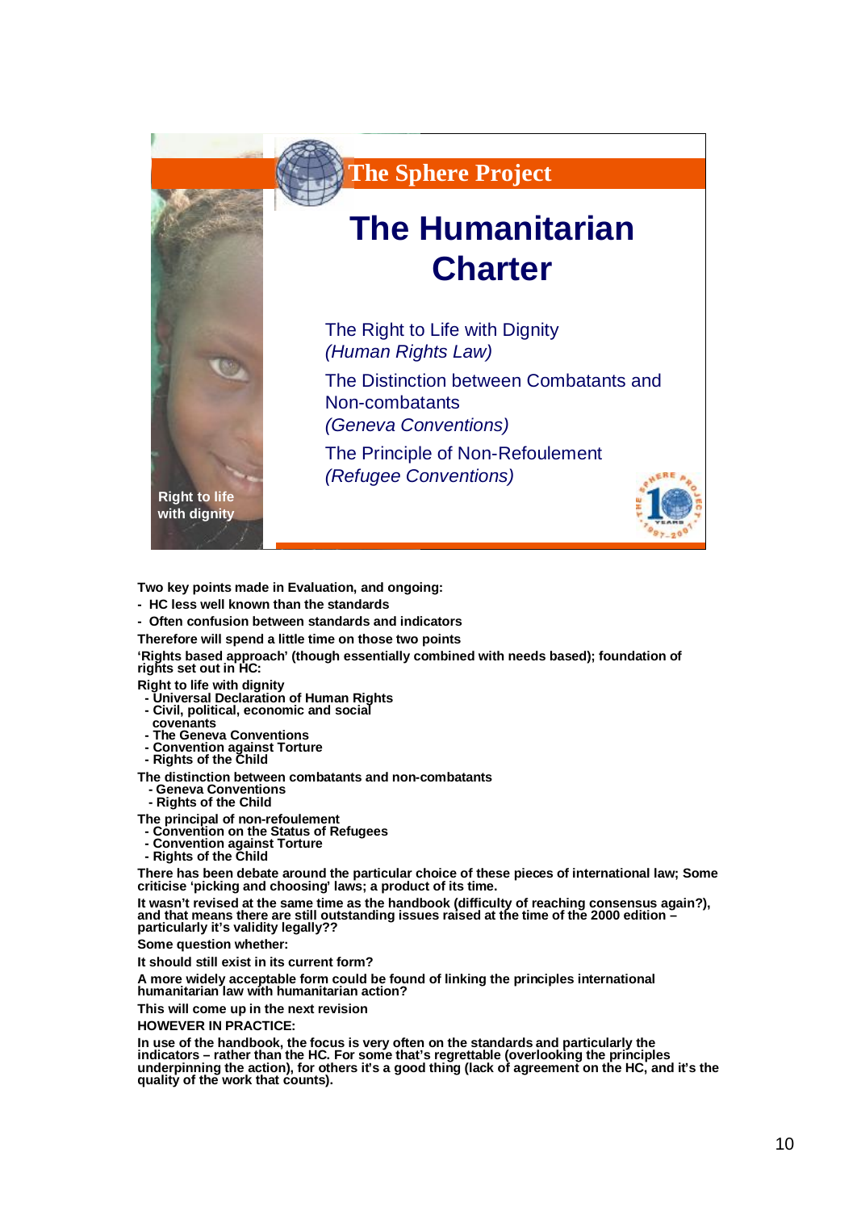The Sphere Project

# The Humanitarian Charter

The Right to Life with Dignity
*(Human Rights Law)*

The Distinction between Combatants and Non-combatants
*(Geneva Conventions)*

The Principle of Non-Refoulement
*(Refugee Conventions)*

Right to life with dignity

**Two key points made in Evaluation, and ongoing:**

- **HC less well known than the standards**
- **Often confusion between standards and indicators**

**Therefore will spend a little time on those two points**

**'Rights based approach' (though essentially combined with needs based); foundation of rights set out in HC:**

**Right to life with dignity**

- **Universal Declaration of Human Rights**
- **Civil, political, economic and social covenants**
- **The Geneva Conventions**
- **Convention against Torture**
- **Rights of the Child**

**The distinction between combatants and non-combatants**

- **Geneva Conventions**
- **Rights of the Child**

**The principal of non-refoulement**

- **Convention on the Status of Refugees**
- **Convention against Torture**
- **Rights of the Child**

**There has been debate around the particular choice of these pieces of international law; Some criticise 'picking and choosing' laws; a product of its time.**

**It wasn't revised at the same time as the handbook (difficulty of reaching consensus again?), and that means there are still outstanding issues raised at the time of the 2000 edition – particularly it's validity legally??**

**Some question whether:**

**It should still exist in its current form?**

**A more widely acceptable form could be found of linking the principles international humanitarian law with humanitarian action?**

**This will come up in the next revision**

**HOWEVER IN PRACTICE:**

**In use of the handbook, the focus is very often on the standards and particularly the indicators – rather than the HC. For some that's regrettable (overlooking the principles underpinning the action), for others it's a good thing (lack of agreement on the HC, and it's the quality of the work that counts).**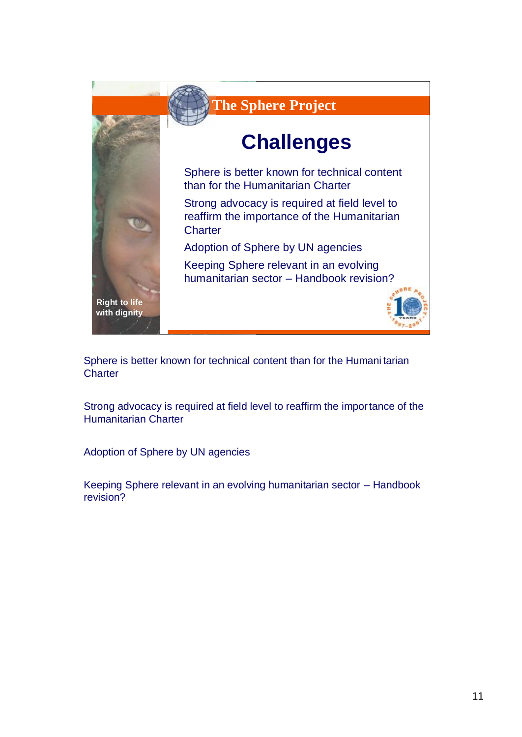The Sphere Project

## Challenges

- Sphere is better known for technical content than for the Humanitarian Charter
- Strong advocacy is required at field level to reaffirm the importance of the Humanitarian Charter
- Adoption of Sphere by UN agencies
- Keeping Sphere relevant in an evolving humanitarian sector – Handbook revision?

Right to life with dignity

Sphere is better known for technical content than for the Humanitarian Charter

Strong advocacy is required at field level to reaffirm the importance of the Humanitarian Charter

Adoption of Sphere by UN agencies

Keeping Sphere relevant in an evolving humanitarian sector – Handbook revision?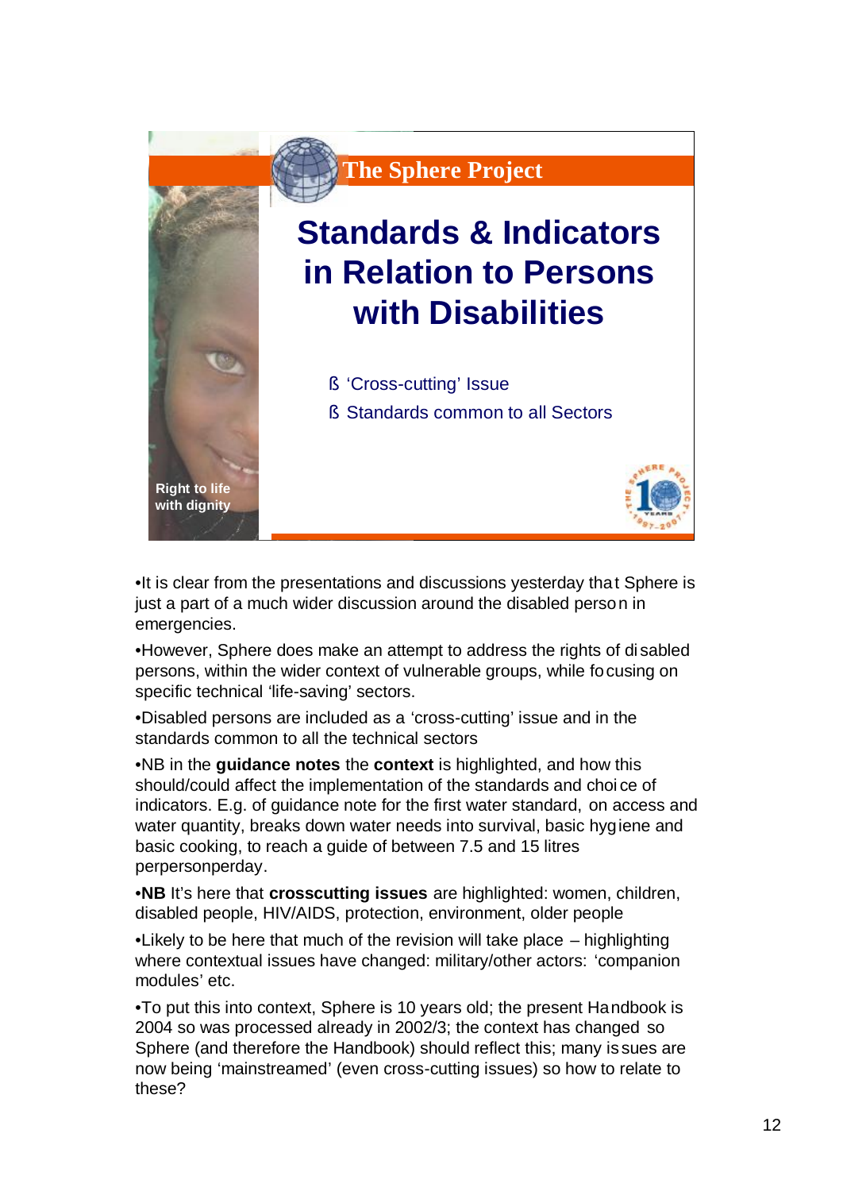The Sphere Project

# Standards & Indicators in Relation to Persons with Disabilities

- 'Cross-cutting' Issue
- Standards common to all Sectors

Right to life with dignity

•It is clear from the presentations and discussions yesterday that Sphere is just a part of a much wider discussion around the disabled person in emergencies.

•However, Sphere does make an attempt to address the rights of disabled persons, within the wider context of vulnerable groups, while focusing on specific technical 'life-saving' sectors.

•Disabled persons are included as a 'cross-cutting' issue and in the standards common to all the technical sectors

•NB in the **guidance notes** the **context** is highlighted, and how this should/could affect the implementation of the standards and choice of indicators. E.g. of guidance note for the first water standard, on access and water quantity, breaks down water needs into survival, basic hygiene and basic cooking, to reach a guide of between 7.5 and 15 litres perpersonperday.

•**NB** It's here that **crosscutting issues** are highlighted: women, children, disabled people, HIV/AIDS, protection, environment, older people

•Likely to be here that much of the revision will take place – highlighting where contextual issues have changed: military/other actors: 'companion modules' etc.

•To put this into context, Sphere is 10 years old; the present Handbook is 2004 so was processed already in 2002/3; the context has changed so Sphere (and therefore the Handbook) should reflect this; many issues are now being 'mainstreamed' (even cross-cutting issues) so how to relate to these?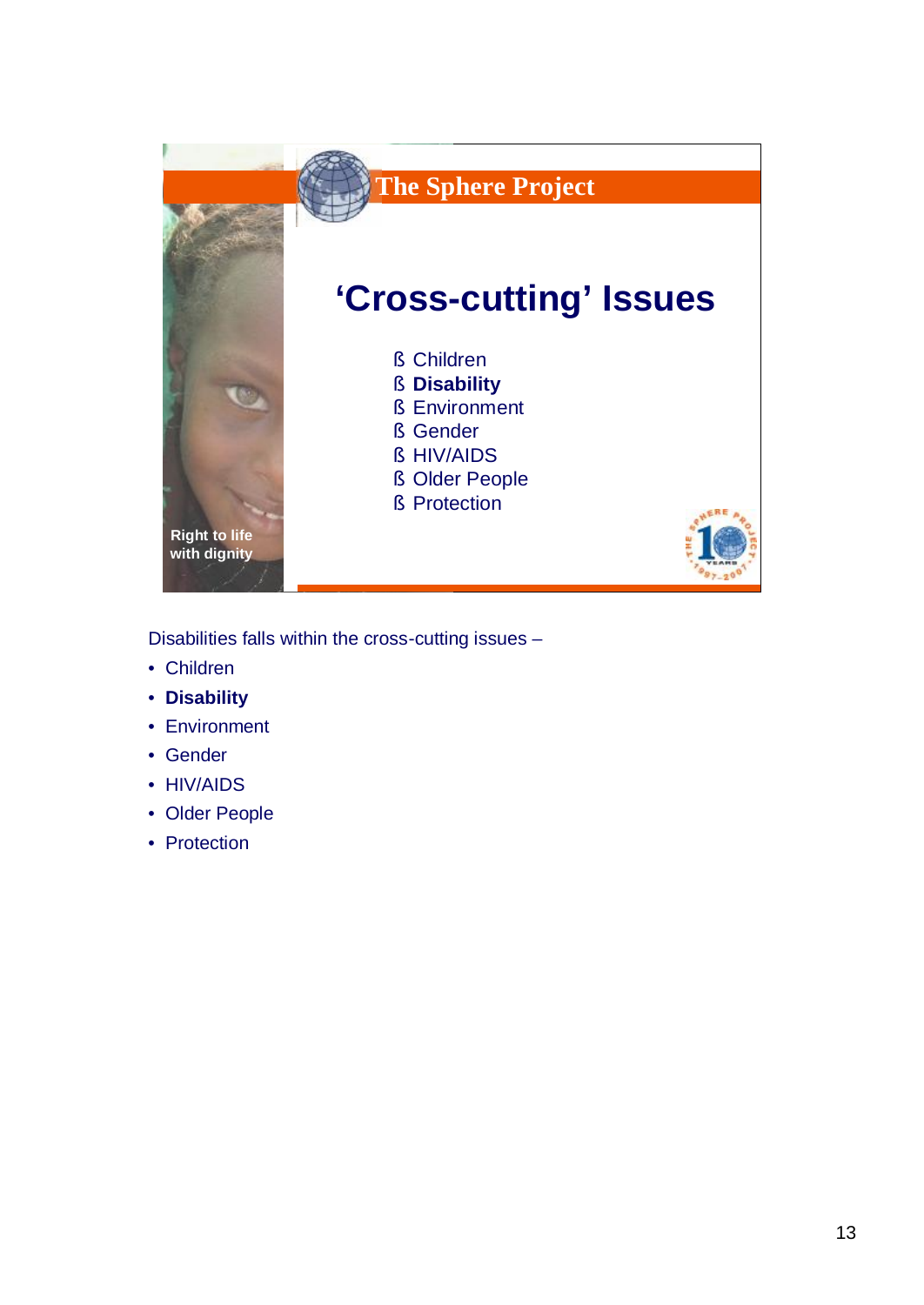The Sphere Project

## 'Cross-cutting' Issues

- Children
- **Disability**
- Environment
- Gender
- HIV/AIDS
- Older People
- Protection

Right to life with dignity

Disabilities falls within the cross-cutting issues –

- Children
- **Disability**
- Environment
- Gender
- HIV/AIDS
- Older People
- Protection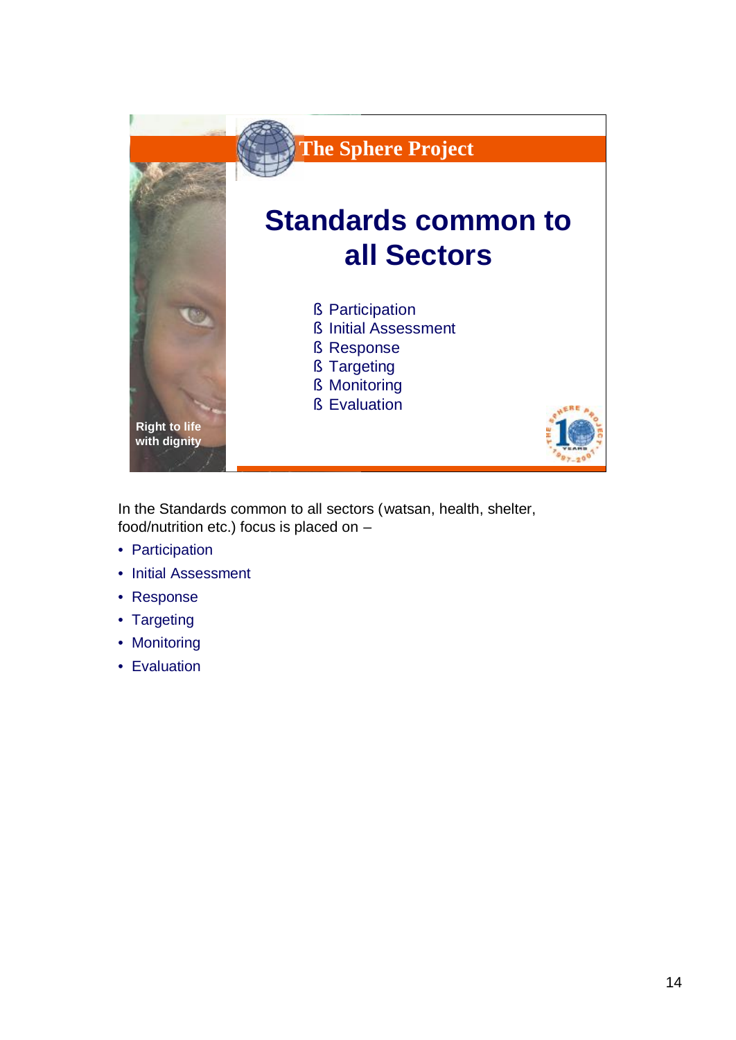The Sphere Project

## Standards common to all Sectors

- Participation
- Initial Assessment
- Response
- Targeting
- Monitoring
- Evaluation

Right to life with dignity

In the Standards common to all sectors (watsan, health, shelter, food/nutrition etc.) focus is placed on –

- Participation
- Initial Assessment
- Response
- Targeting
- Monitoring
- Evaluation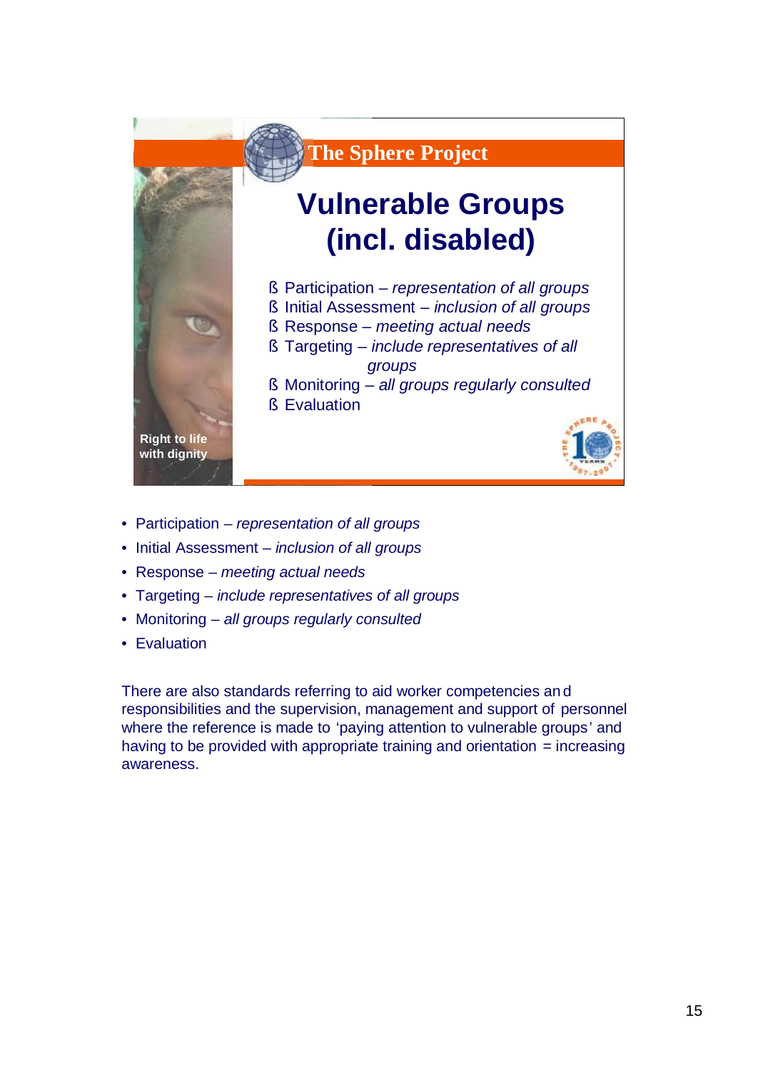The Sphere Project

# Vulnerable Groups (incl. disabled)

- Participation – *representation of all groups*
- Initial Assessment – *inclusion of all groups*
- Response – *meeting actual needs*
- Targeting – *include representatives of all groups*
- Monitoring – *all groups regularly consulted*
- Evaluation

Right to life with dignity

- Participation – *representation of all groups*
- Initial Assessment – *inclusion of all groups*
- Response – *meeting actual needs*
- Targeting – *include representatives of all groups*
- Monitoring – *all groups regularly consulted*
- Evaluation

There are also standards referring to aid worker competencies and responsibilities and the supervision, management and support of personnel where the reference is made to 'paying attention to vulnerable groups' and having to be provided with appropriate training and orientation = increasing awareness.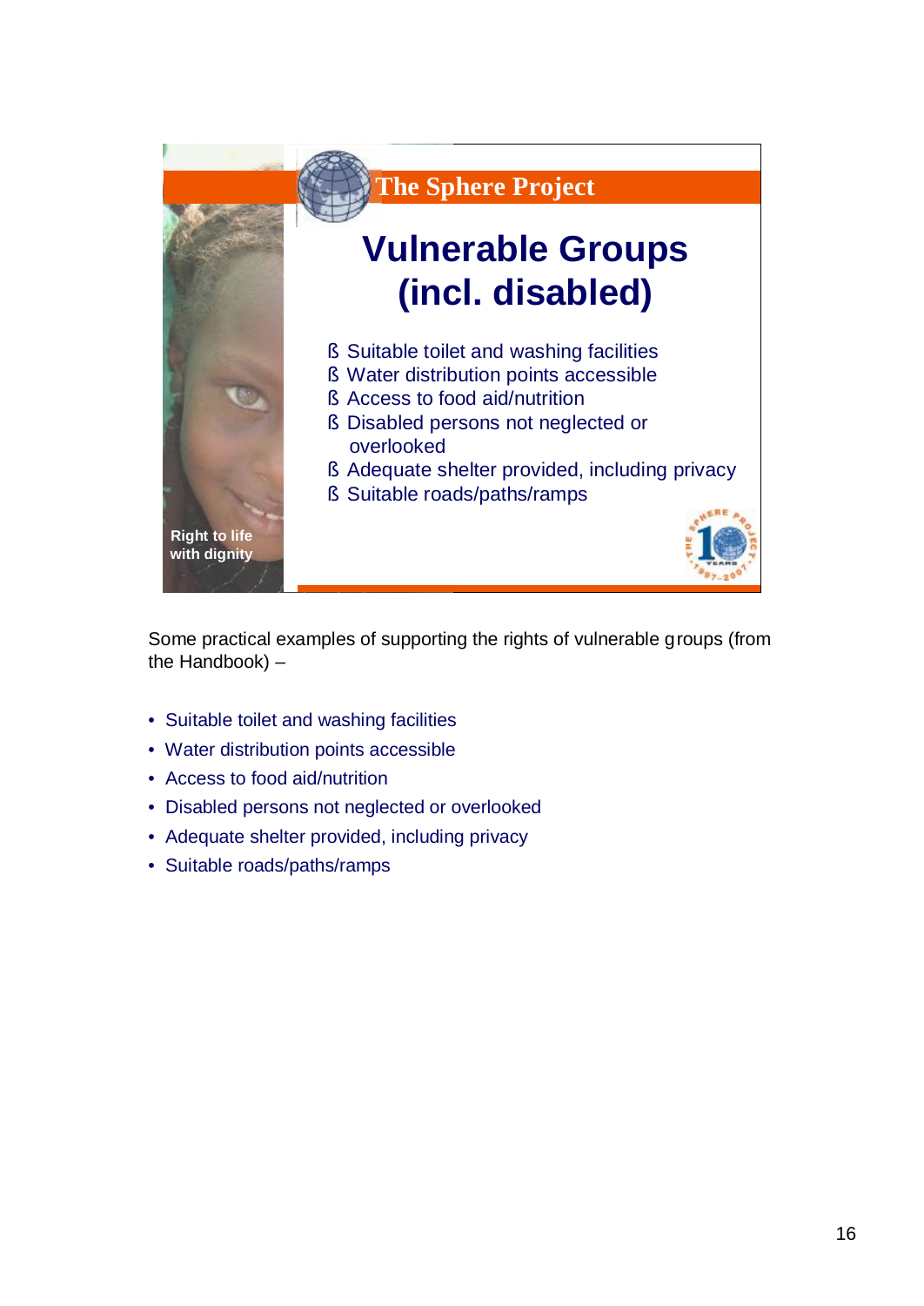## The Sphere Project

# Vulnerable Groups (incl. disabled)

- Suitable toilet and washing facilities
- Water distribution points accessible
- Access to food aid/nutrition
- Disabled persons not neglected or overlooked
- Adequate shelter provided, including privacy
- Suitable roads/paths/ramps

Right to life with dignity

Some practical examples of supporting the rights of vulnerable groups (from the Handbook) –

- Suitable toilet and washing facilities
- Water distribution points accessible
- Access to food aid/nutrition
- Disabled persons not neglected or overlooked
- Adequate shelter provided, including privacy
- Suitable roads/paths/ramps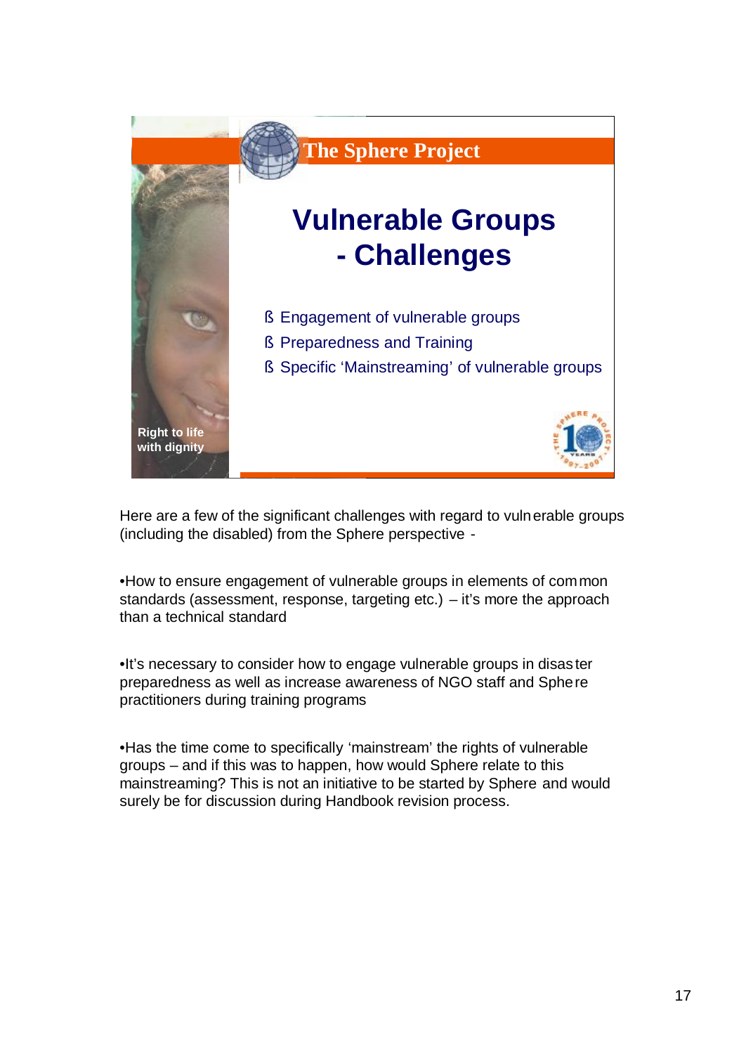The Sphere Project

# Vulnerable Groups - Challenges

- Engagement of vulnerable groups
- Preparedness and Training
- Specific 'Mainstreaming' of vulnerable groups

Right to life with dignity

Here are a few of the significant challenges with regard to vulnerable groups (including the disabled) from the Sphere perspective -

- How to ensure engagement of vulnerable groups in elements of common standards (assessment, response, targeting etc.) – it's more the approach than a technical standard

- It's necessary to consider how to engage vulnerable groups in disaster preparedness as well as increase awareness of NGO staff and Sphere practitioners during training programs

- Has the time come to specifically 'mainstream' the rights of vulnerable groups – and if this was to happen, how would Sphere relate to this mainstreaming? This is not an initiative to be started by Sphere and would surely be for discussion during Handbook revision process.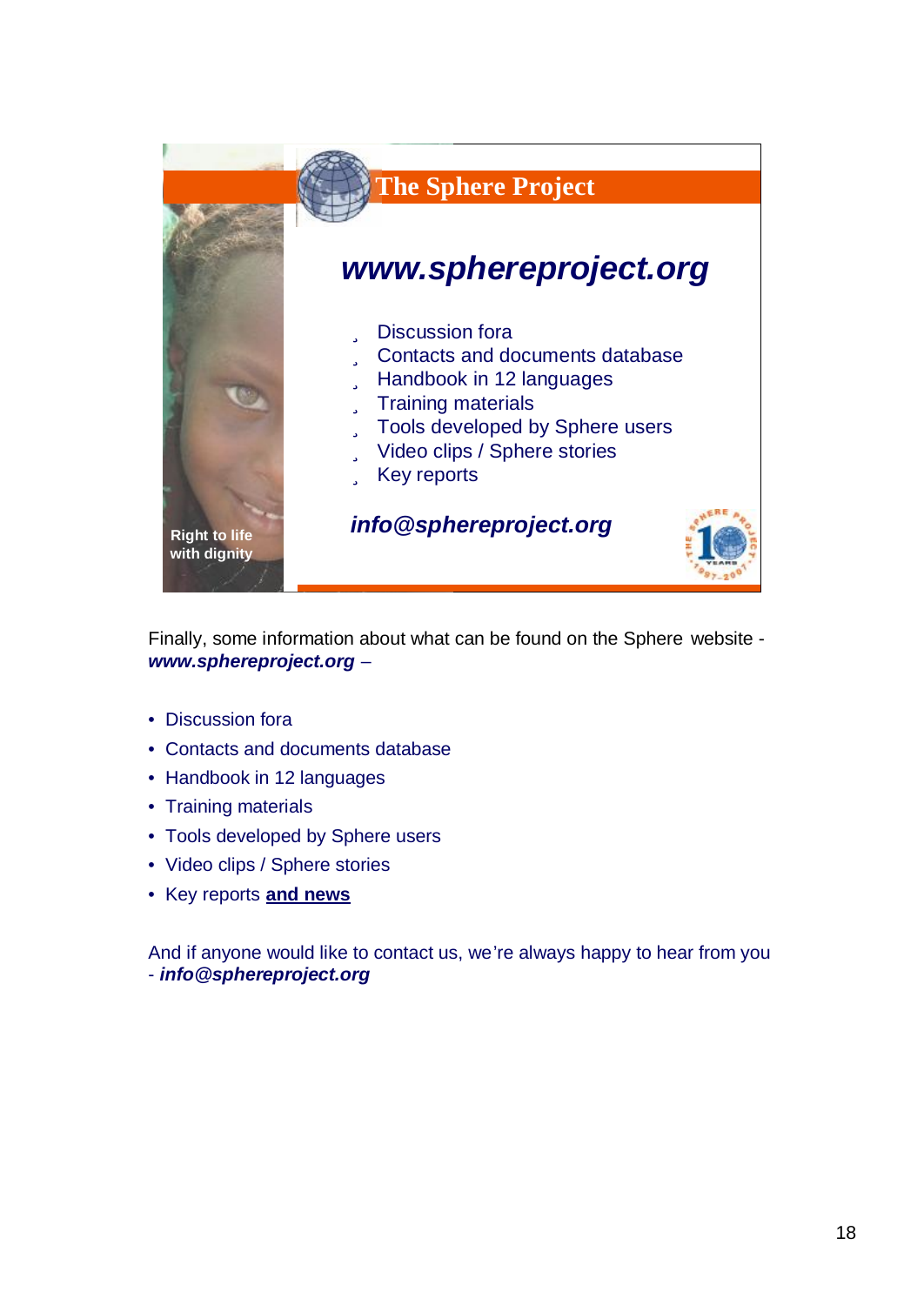## The Sphere Project

# *www.sphereproject.org*

- Discussion fora
- Contacts and documents database
- Handbook in 12 languages
- Training materials
- Tools developed by Sphere users
- Video clips / Sphere stories
- Key reports

***info@sphereproject.org***

Right to life with dignity

Finally, some information about what can be found on the Sphere website - ***www.sphereproject.org*** –

- Discussion fora
- Contacts and documents database
- Handbook in 12 languages
- Training materials
- Tools developed by Sphere users
- Video clips / Sphere stories
- Key reports **and news**

And if anyone would like to contact us, we're always happy to hear from you - ***info@sphereproject.org***